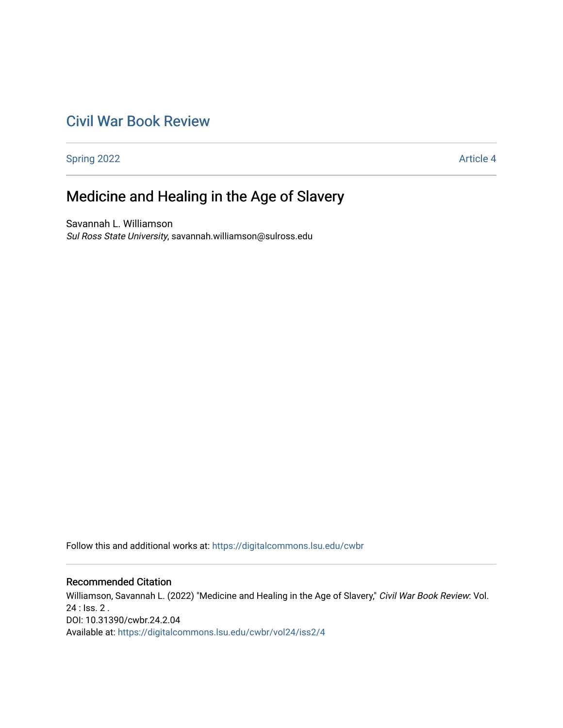Civil War Book Review

Spring 2022 | Article 4

# Medicine and Healing in the Age of Slavery

Savannah L. Williamson
*Sul Ross State University*, savannah.williamson@sulross.edu

Follow this and additional works at: https://digitalcommons.lsu.edu/cwbr

## Recommended Citation

Williamson, Savannah L. (2022) "Medicine and Healing in the Age of Slavery," *Civil War Book Review*: Vol. 24 : Iss. 2 .
DOI: 10.31390/cwbr.24.2.04
Available at: https://digitalcommons.lsu.edu/cwbr/vol24/iss2/4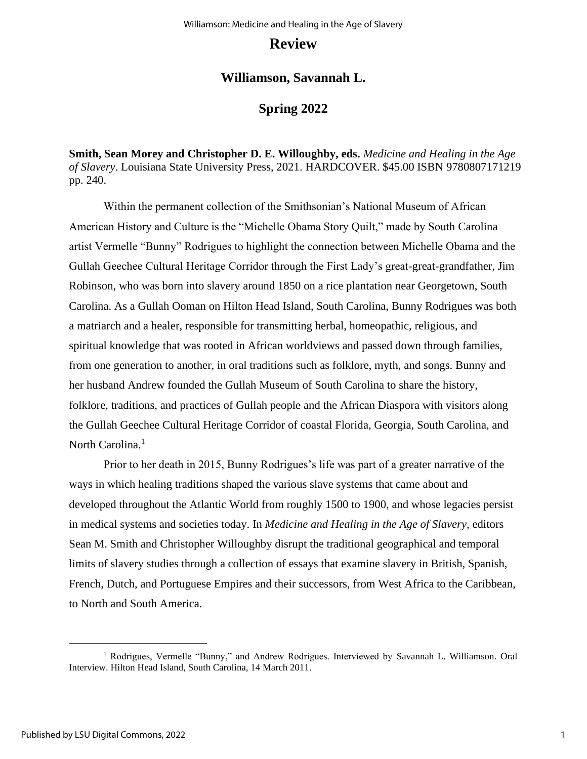# Review

## Williamson, Savannah L.

## Spring 2022

**Smith, Sean Morey and Christopher D. E. Willoughby, eds.** *Medicine and Healing in the Age of Slavery*. Louisiana State University Press, 2021. HARDCOVER. $45.00 ISBN 9780807171219 pp. 240.

Within the permanent collection of the Smithsonian's National Museum of African American History and Culture is the "Michelle Obama Story Quilt," made by South Carolina artist Vermelle "Bunny" Rodrigues to highlight the connection between Michelle Obama and the Gullah Geechee Cultural Heritage Corridor through the First Lady's great-great-grandfather, Jim Robinson, who was born into slavery around 1850 on a rice plantation near Georgetown, South Carolina. As a Gullah Ooman on Hilton Head Island, South Carolina, Bunny Rodrigues was both a matriarch and a healer, responsible for transmitting herbal, homeopathic, religious, and spiritual knowledge that was rooted in African worldviews and passed down through families, from one generation to another, in oral traditions such as folklore, myth, and songs. Bunny and her husband Andrew founded the Gullah Museum of South Carolina to share the history, folklore, traditions, and practices of Gullah people and the African Diaspora with visitors along the Gullah Geechee Cultural Heritage Corridor of coastal Florida, Georgia, South Carolina, and North Carolina.[1]

Prior to her death in 2015, Bunny Rodrigues's life was part of a greater narrative of the ways in which healing traditions shaped the various slave systems that came about and developed throughout the Atlantic World from roughly 1500 to 1900, and whose legacies persist in medical systems and societies today. In *Medicine and Healing in the Age of Slavery*, editors Sean M. Smith and Christopher Willoughby disrupt the traditional geographical and temporal limits of slavery studies through a collection of essays that examine slavery in British, Spanish, French, Dutch, and Portuguese Empires and their successors, from West Africa to the Caribbean, to North and South America.

[1] Rodrigues, Vermelle "Bunny," and Andrew Rodrigues. Interviewed by Savannah L. Williamson. Oral Interview. Hilton Head Island, South Carolina, 14 March 2011.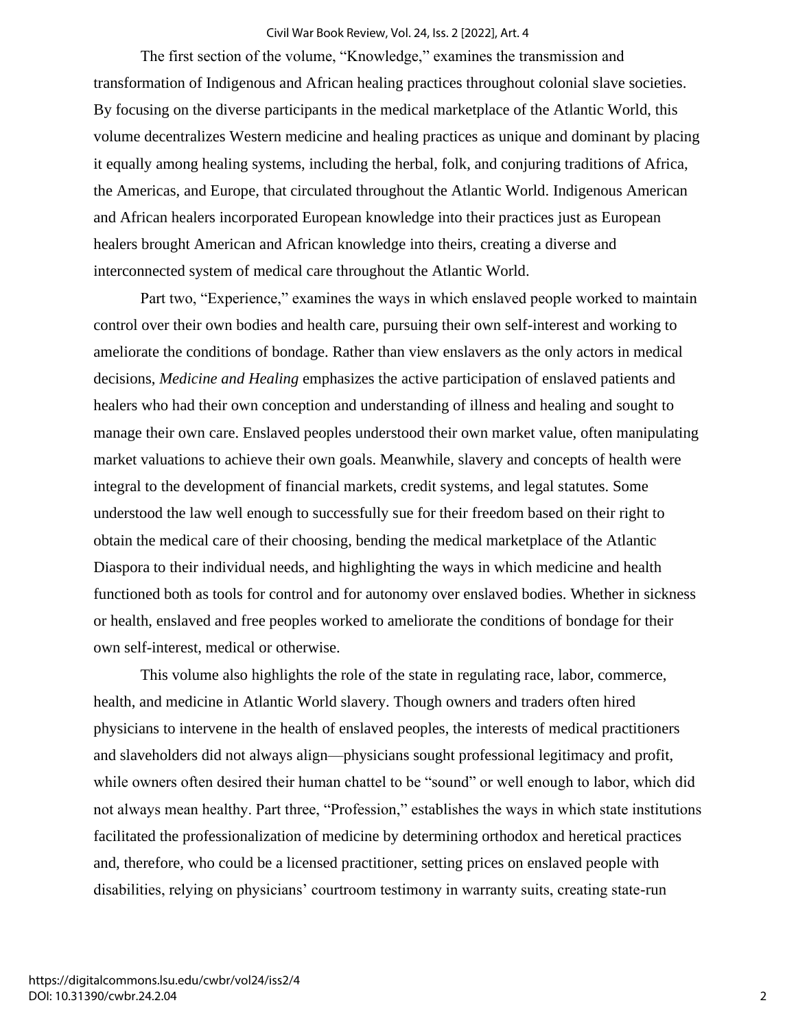The first section of the volume, "Knowledge," examines the transmission and transformation of Indigenous and African healing practices throughout colonial slave societies. By focusing on the diverse participants in the medical marketplace of the Atlantic World, this volume decentralizes Western medicine and healing practices as unique and dominant by placing it equally among healing systems, including the herbal, folk, and conjuring traditions of Africa, the Americas, and Europe, that circulated throughout the Atlantic World. Indigenous American and African healers incorporated European knowledge into their practices just as European healers brought American and African knowledge into theirs, creating a diverse and interconnected system of medical care throughout the Atlantic World.

Part two, "Experience," examines the ways in which enslaved people worked to maintain control over their own bodies and health care, pursuing their own self-interest and working to ameliorate the conditions of bondage. Rather than view enslavers as the only actors in medical decisions, *Medicine and Healing* emphasizes the active participation of enslaved patients and healers who had their own conception and understanding of illness and healing and sought to manage their own care. Enslaved peoples understood their own market value, often manipulating market valuations to achieve their own goals. Meanwhile, slavery and concepts of health were integral to the development of financial markets, credit systems, and legal statutes. Some understood the law well enough to successfully sue for their freedom based on their right to obtain the medical care of their choosing, bending the medical marketplace of the Atlantic Diaspora to their individual needs, and highlighting the ways in which medicine and health functioned both as tools for control and for autonomy over enslaved bodies. Whether in sickness or health, enslaved and free peoples worked to ameliorate the conditions of bondage for their own self-interest, medical or otherwise.

This volume also highlights the role of the state in regulating race, labor, commerce, health, and medicine in Atlantic World slavery. Though owners and traders often hired physicians to intervene in the health of enslaved peoples, the interests of medical practitioners and slaveholders did not always align—physicians sought professional legitimacy and profit, while owners often desired their human chattel to be "sound" or well enough to labor, which did not always mean healthy. Part three, "Profession," establishes the ways in which state institutions facilitated the professionalization of medicine by determining orthodox and heretical practices and, therefore, who could be a licensed practitioner, setting prices on enslaved people with disabilities, relying on physicians' courtroom testimony in warranty suits, creating state-run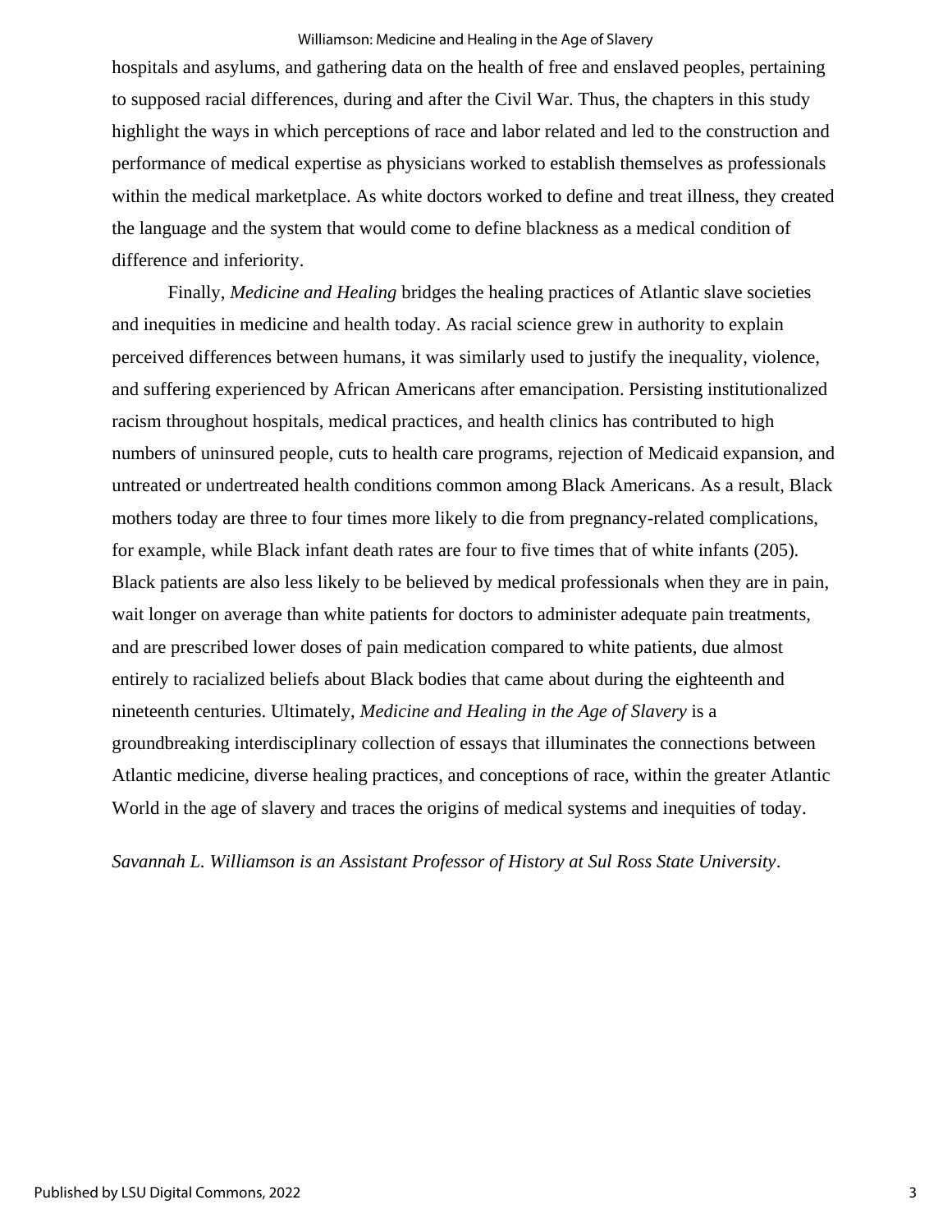hospitals and asylums, and gathering data on the health of free and enslaved peoples, pertaining to supposed racial differences, during and after the Civil War. Thus, the chapters in this study highlight the ways in which perceptions of race and labor related and led to the construction and performance of medical expertise as physicians worked to establish themselves as professionals within the medical marketplace. As white doctors worked to define and treat illness, they created the language and the system that would come to define blackness as a medical condition of difference and inferiority.

Finally, *Medicine and Healing* bridges the healing practices of Atlantic slave societies and inequities in medicine and health today. As racial science grew in authority to explain perceived differences between humans, it was similarly used to justify the inequality, violence, and suffering experienced by African Americans after emancipation. Persisting institutionalized racism throughout hospitals, medical practices, and health clinics has contributed to high numbers of uninsured people, cuts to health care programs, rejection of Medicaid expansion, and untreated or undertreated health conditions common among Black Americans. As a result, Black mothers today are three to four times more likely to die from pregnancy-related complications, for example, while Black infant death rates are four to five times that of white infants (205). Black patients are also less likely to be believed by medical professionals when they are in pain, wait longer on average than white patients for doctors to administer adequate pain treatments, and are prescribed lower doses of pain medication compared to white patients, due almost entirely to racialized beliefs about Black bodies that came about during the eighteenth and nineteenth centuries. Ultimately, *Medicine and Healing in the Age of Slavery* is a groundbreaking interdisciplinary collection of essays that illuminates the connections between Atlantic medicine, diverse healing practices, and conceptions of race, within the greater Atlantic World in the age of slavery and traces the origins of medical systems and inequities of today.

*Savannah L. Williamson is an Assistant Professor of History at Sul Ross State University*.